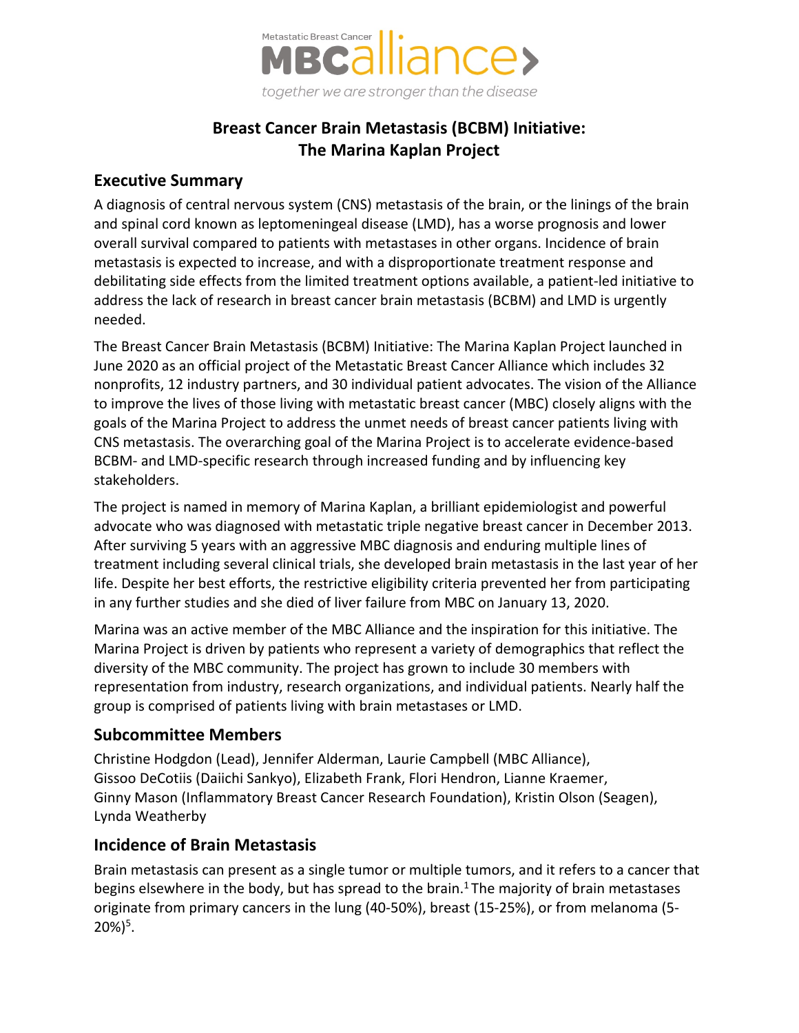Metastatic Breast Cancer

MBCalliance

together we are stronger than the disease

# Breast Cancer Brain Metastasis (BCBM) Initiative: The Marina Kaplan Project

## Executive Summary

A diagnosis of central nervous system (CNS) metastasis of the brain, or the linings of the brain and spinal cord known as leptomeningeal disease (LMD), has a worse prognosis and lower overall survival compared to patients with metastases in other organs. Incidence of brain metastasis is expected to increase, and with a disproportionate treatment response and debilitating side effects from the limited treatment options available, a patient-led initiative to address the lack of research in breast cancer brain metastasis (BCBM) and LMD is urgently needed.

The Breast Cancer Brain Metastasis (BCBM) Initiative: The Marina Kaplan Project launched in June 2020 as an official project of the Metastatic Breast Cancer Alliance which includes 32 nonprofits, 12 industry partners, and 30 individual patient advocates. The vision of the Alliance to improve the lives of those living with metastatic breast cancer (MBC) closely aligns with the goals of the Marina Project to address the unmet needs of breast cancer patients living with CNS metastasis. The overarching goal of the Marina Project is to accelerate evidence-based BCBM- and LMD-specific research through increased funding and by influencing key stakeholders.

The project is named in memory of Marina Kaplan, a brilliant epidemiologist and powerful advocate who was diagnosed with metastatic triple negative breast cancer in December 2013. After surviving 5 years with an aggressive MBC diagnosis and enduring multiple lines of treatment including several clinical trials, she developed brain metastasis in the last year of her life. Despite her best efforts, the restrictive eligibility criteria prevented her from participating in any further studies and she died of liver failure from MBC on January 13, 2020.

Marina was an active member of the MBC Alliance and the inspiration for this initiative. The Marina Project is driven by patients who represent a variety of demographics that reflect the diversity of the MBC community. The project has grown to include 30 members with representation from industry, research organizations, and individual patients. Nearly half the group is comprised of patients living with brain metastases or LMD.

## Subcommittee Members

Christine Hodgdon (Lead), Jennifer Alderman, Laurie Campbell (MBC Alliance), Gissoo DeCotiis (Daiichi Sankyo), Elizabeth Frank, Flori Hendron, Lianne Kraemer, Ginny Mason (Inflammatory Breast Cancer Research Foundation), Kristin Olson (Seagen), Lynda Weatherby

## Incidence of Brain Metastasis

Brain metastasis can present as a single tumor or multiple tumors, and it refers to a cancer that begins elsewhere in the body, but has spread to the brain.[1] The majority of brain metastases originate from primary cancers in the lung (40-50%), breast (15-25%), or from melanoma (5-20%)[5].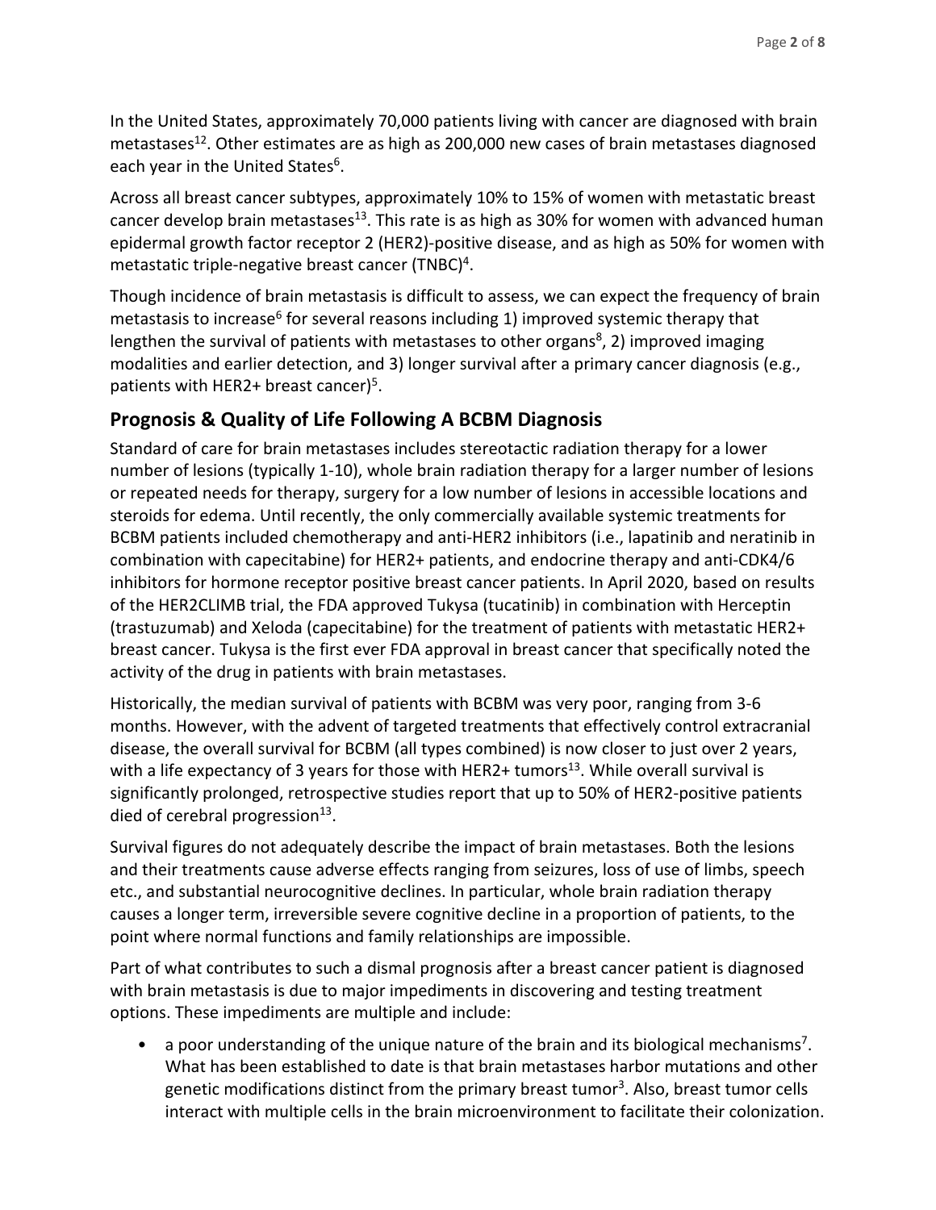In the United States, approximately 70,000 patients living with cancer are diagnosed with brain metastases[12]. Other estimates are as high as 200,000 new cases of brain metastases diagnosed each year in the United States[6].

Across all breast cancer subtypes, approximately 10% to 15% of women with metastatic breast cancer develop brain metastases[13]. This rate is as high as 30% for women with advanced human epidermal growth factor receptor 2 (HER2)-positive disease, and as high as 50% for women with metastatic triple-negative breast cancer (TNBC)[4].

Though incidence of brain metastasis is difficult to assess, we can expect the frequency of brain metastasis to increase[6] for several reasons including 1) improved systemic therapy that lengthen the survival of patients with metastases to other organs[8], 2) improved imaging modalities and earlier detection, and 3) longer survival after a primary cancer diagnosis (e.g., patients with HER2+ breast cancer)[5].

## Prognosis & Quality of Life Following A BCBM Diagnosis

Standard of care for brain metastases includes stereotactic radiation therapy for a lower number of lesions (typically 1-10), whole brain radiation therapy for a larger number of lesions or repeated needs for therapy, surgery for a low number of lesions in accessible locations and steroids for edema. Until recently, the only commercially available systemic treatments for BCBM patients included chemotherapy and anti-HER2 inhibitors (i.e., lapatinib and neratinib in combination with capecitabine) for HER2+ patients, and endocrine therapy and anti-CDK4/6 inhibitors for hormone receptor positive breast cancer patients. In April 2020, based on results of the HER2CLIMB trial, the FDA approved Tukysa (tucatinib) in combination with Herceptin (trastuzumab) and Xeloda (capecitabine) for the treatment of patients with metastatic HER2+ breast cancer. Tukysa is the first ever FDA approval in breast cancer that specifically noted the activity of the drug in patients with brain metastases.

Historically, the median survival of patients with BCBM was very poor, ranging from 3-6 months. However, with the advent of targeted treatments that effectively control extracranial disease, the overall survival for BCBM (all types combined) is now closer to just over 2 years, with a life expectancy of 3 years for those with HER2+ tumors[13]. While overall survival is significantly prolonged, retrospective studies report that up to 50% of HER2-positive patients died of cerebral progression[13].

Survival figures do not adequately describe the impact of brain metastases. Both the lesions and their treatments cause adverse effects ranging from seizures, loss of use of limbs, speech etc., and substantial neurocognitive declines. In particular, whole brain radiation therapy causes a longer term, irreversible severe cognitive decline in a proportion of patients, to the point where normal functions and family relationships are impossible.

Part of what contributes to such a dismal prognosis after a breast cancer patient is diagnosed with brain metastasis is due to major impediments in discovering and testing treatment options. These impediments are multiple and include:

- a poor understanding of the unique nature of the brain and its biological mechanisms[7]. What has been established to date is that brain metastases harbor mutations and other genetic modifications distinct from the primary breast tumor[3]. Also, breast tumor cells interact with multiple cells in the brain microenvironment to facilitate their colonization.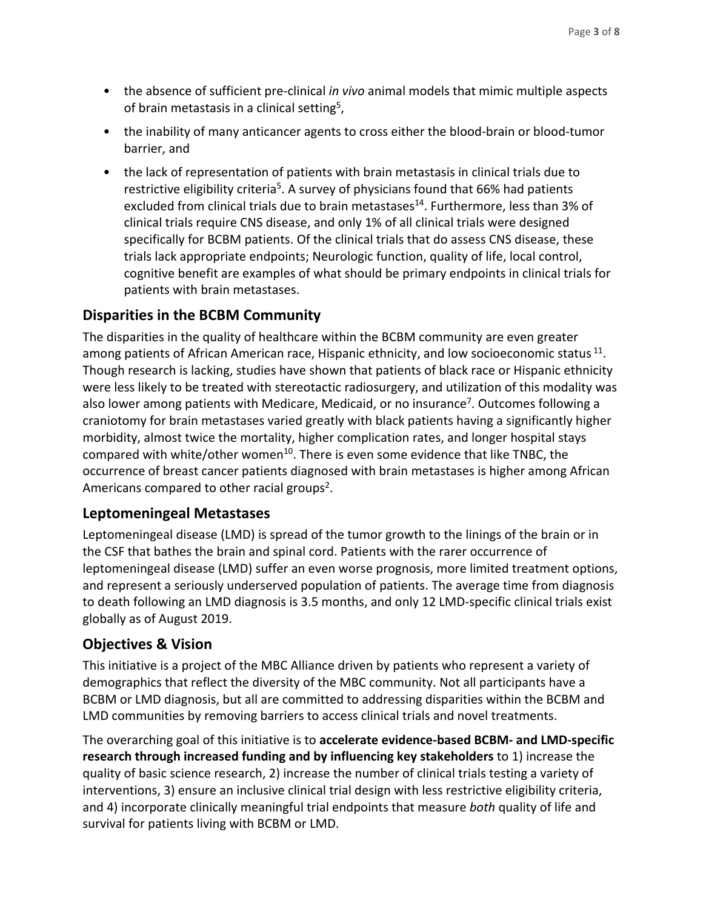- the absence of sufficient pre-clinical *in vivo* animal models that mimic multiple aspects of brain metastasis in a clinical setting[5],
- the inability of many anticancer agents to cross either the blood-brain or blood-tumor barrier, and
- the lack of representation of patients with brain metastasis in clinical trials due to restrictive eligibility criteria[5]. A survey of physicians found that 66% had patients excluded from clinical trials due to brain metastases[14]. Furthermore, less than 3% of clinical trials require CNS disease, and only 1% of all clinical trials were designed specifically for BCBM patients. Of the clinical trials that do assess CNS disease, these trials lack appropriate endpoints; Neurologic function, quality of life, local control, cognitive benefit are examples of what should be primary endpoints in clinical trials for patients with brain metastases.

## Disparities in the BCBM Community

The disparities in the quality of healthcare within the BCBM community are even greater among patients of African American race, Hispanic ethnicity, and low socioeconomic status [11]. Though research is lacking, studies have shown that patients of black race or Hispanic ethnicity were less likely to be treated with stereotactic radiosurgery, and utilization of this modality was also lower among patients with Medicare, Medicaid, or no insurance[7]. Outcomes following a craniotomy for brain metastases varied greatly with black patients having a significantly higher morbidity, almost twice the mortality, higher complication rates, and longer hospital stays compared with white/other women[10]. There is even some evidence that like TNBC, the occurrence of breast cancer patients diagnosed with brain metastases is higher among African Americans compared to other racial groups[2].

## Leptomeningeal Metastases

Leptomeningeal disease (LMD) is spread of the tumor growth to the linings of the brain or in the CSF that bathes the brain and spinal cord. Patients with the rarer occurrence of leptomeningeal disease (LMD) suffer an even worse prognosis, more limited treatment options, and represent a seriously underserved population of patients. The average time from diagnosis to death following an LMD diagnosis is 3.5 months, and only 12 LMD-specific clinical trials exist globally as of August 2019.

## Objectives & Vision

This initiative is a project of the MBC Alliance driven by patients who represent a variety of demographics that reflect the diversity of the MBC community. Not all participants have a BCBM or LMD diagnosis, but all are committed to addressing disparities within the BCBM and LMD communities by removing barriers to access clinical trials and novel treatments.

The overarching goal of this initiative is to **accelerate evidence-based BCBM- and LMD-specific research through increased funding and by influencing key stakeholders** to 1) increase the quality of basic science research, 2) increase the number of clinical trials testing a variety of interventions, 3) ensure an inclusive clinical trial design with less restrictive eligibility criteria, and 4) incorporate clinically meaningful trial endpoints that measure *both* quality of life and survival for patients living with BCBM or LMD.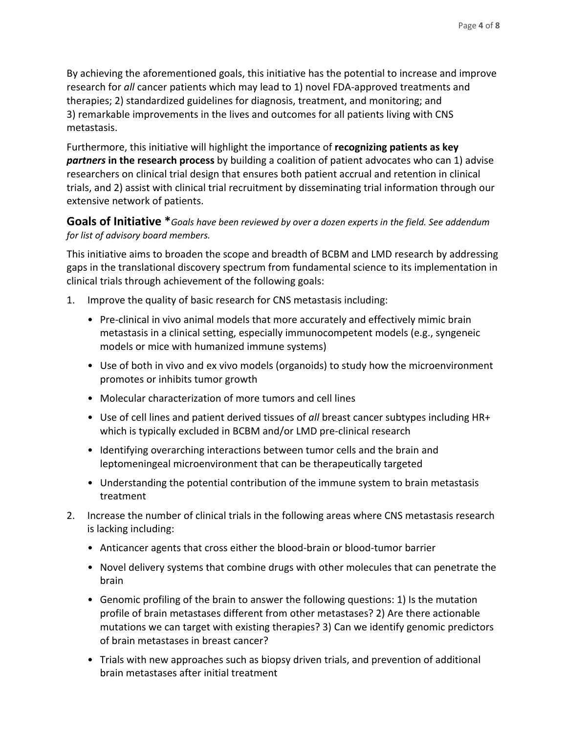By achieving the aforementioned goals, this initiative has the potential to increase and improve research for *all* cancer patients which may lead to 1) novel FDA-approved treatments and therapies; 2) standardized guidelines for diagnosis, treatment, and monitoring; and 3) remarkable improvements in the lives and outcomes for all patients living with CNS metastasis.

Furthermore, this initiative will highlight the importance of **recognizing patients as key *partners* in the research process** by building a coalition of patient advocates who can 1) advise researchers on clinical trial design that ensures both patient accrual and retention in clinical trials, and 2) assist with clinical trial recruitment by disseminating trial information through our extensive network of patients.

## Goals of Initiative *

**Goals have been reviewed by over a dozen experts in the field. See addendum for list of advisory board members.*

This initiative aims to broaden the scope and breadth of BCBM and LMD research by addressing gaps in the translational discovery spectrum from fundamental science to its implementation in clinical trials through achievement of the following goals:

1. Improve the quality of basic research for CNS metastasis including:
   - Pre-clinical in vivo animal models that more accurately and effectively mimic brain metastasis in a clinical setting, especially immunocompetent models (e.g., syngeneic models or mice with humanized immune systems)
   - Use of both in vivo and ex vivo models (organoids) to study how the microenvironment promotes or inhibits tumor growth
   - Molecular characterization of more tumors and cell lines
   - Use of cell lines and patient derived tissues of *all* breast cancer subtypes including HR+ which is typically excluded in BCBM and/or LMD pre-clinical research
   - Identifying overarching interactions between tumor cells and the brain and leptomeningeal microenvironment that can be therapeutically targeted
   - Understanding the potential contribution of the immune system to brain metastasis treatment
2. Increase the number of clinical trials in the following areas where CNS metastasis research is lacking including:
   - Anticancer agents that cross either the blood-brain or blood-tumor barrier
   - Novel delivery systems that combine drugs with other molecules that can penetrate the brain
   - Genomic profiling of the brain to answer the following questions: 1) Is the mutation profile of brain metastases different from other metastases? 2) Are there actionable mutations we can target with existing therapies? 3) Can we identify genomic predictors of brain metastases in breast cancer?
   - Trials with new approaches such as biopsy driven trials, and prevention of additional brain metastases after initial treatment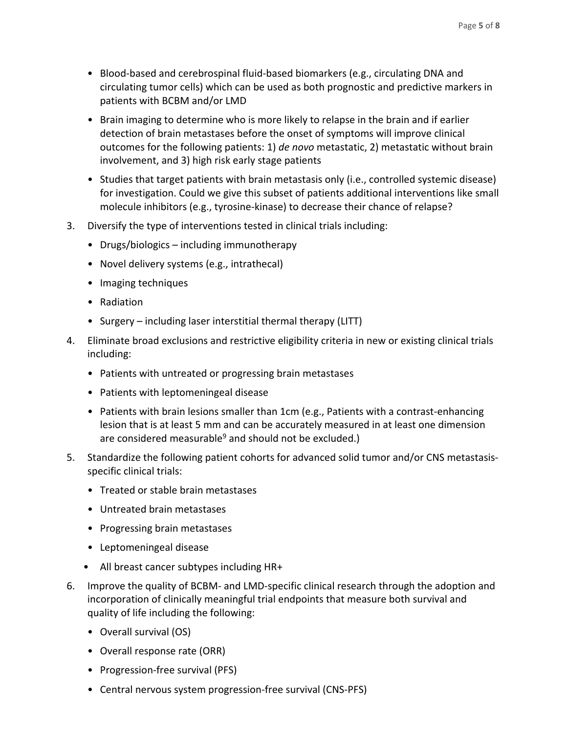- Blood-based and cerebrospinal fluid-based biomarkers (e.g., circulating DNA and circulating tumor cells) which can be used as both prognostic and predictive markers in patients with BCBM and/or LMD
- Brain imaging to determine who is more likely to relapse in the brain and if earlier detection of brain metastases before the onset of symptoms will improve clinical outcomes for the following patients: 1) *de novo* metastatic, 2) metastatic without brain involvement, and 3) high risk early stage patients
- Studies that target patients with brain metastasis only (i.e., controlled systemic disease) for investigation. Could we give this subset of patients additional interventions like small molecule inhibitors (e.g., tyrosine-kinase) to decrease their chance of relapse?

3. Diversify the type of interventions tested in clinical trials including:
    - Drugs/biologics – including immunotherapy
    - Novel delivery systems (e.g., intrathecal)
    - Imaging techniques
    - Radiation
    - Surgery – including laser interstitial thermal therapy (LITT)
4. Eliminate broad exclusions and restrictive eligibility criteria in new or existing clinical trials including:
    - Patients with untreated or progressing brain metastases
    - Patients with leptomeningeal disease
    - Patients with brain lesions smaller than 1cm (e.g., Patients with a contrast-enhancing lesion that is at least 5 mm and can be accurately measured in at least one dimension are considered measurable[9] and should not be excluded.)
5. Standardize the following patient cohorts for advanced solid tumor and/or CNS metastasis-specific clinical trials:
    - Treated or stable brain metastases
    - Untreated brain metastases
    - Progressing brain metastases
    - Leptomeningeal disease
    - All breast cancer subtypes including HR+
6. Improve the quality of BCBM- and LMD-specific clinical research through the adoption and incorporation of clinically meaningful trial endpoints that measure both survival and quality of life including the following:
    - Overall survival (OS)
    - Overall response rate (ORR)
    - Progression-free survival (PFS)
    - Central nervous system progression-free survival (CNS-PFS)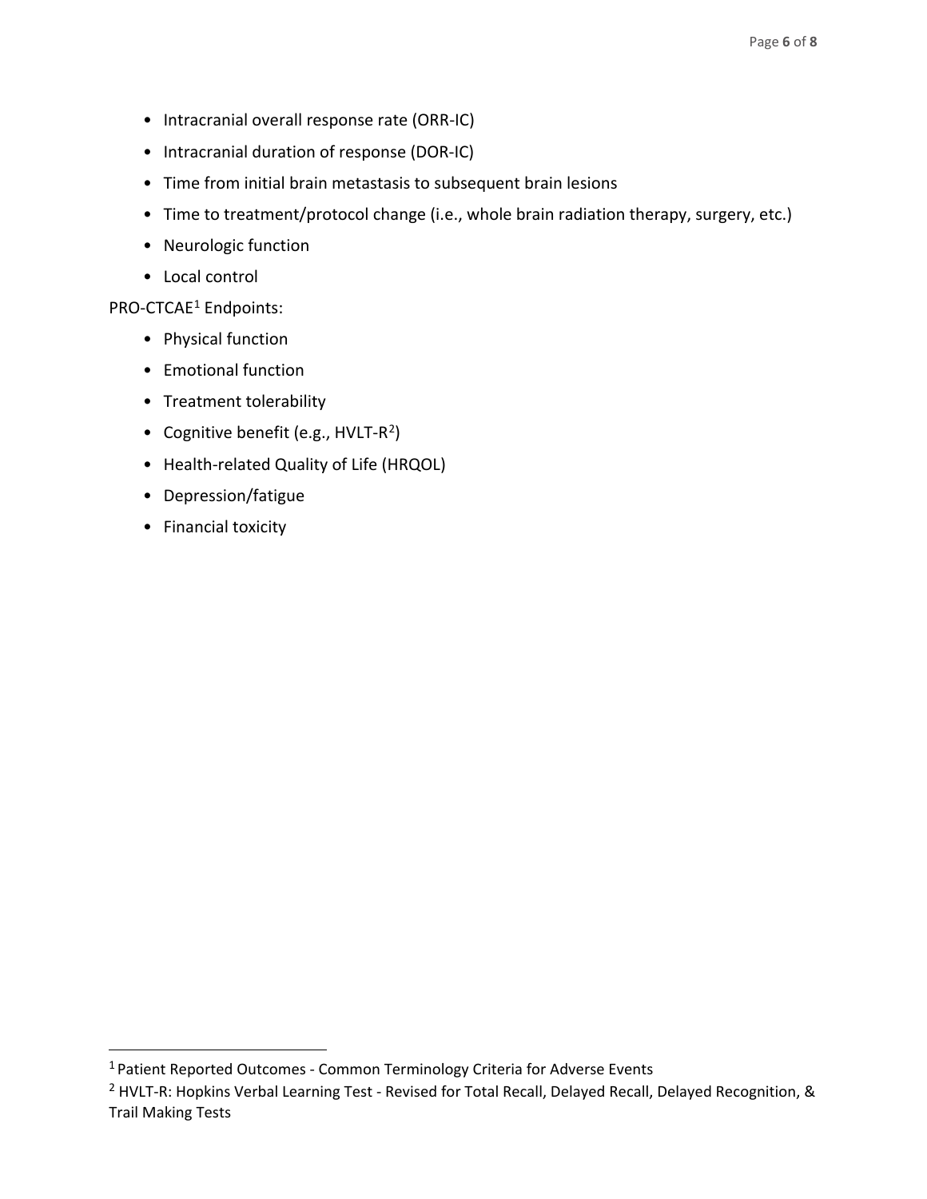- Intracranial overall response rate (ORR-IC)
- Intracranial duration of response (DOR-IC)
- Time from initial brain metastasis to subsequent brain lesions
- Time to treatment/protocol change (i.e., whole brain radiation therapy, surgery, etc.)
- Neurologic function
- Local control

PRO-CTCAE[1] Endpoints:

- Physical function
- Emotional function
- Treatment tolerability
- Cognitive benefit (e.g., HVLT-R[2])
- Health-related Quality of Life (HRQOL)
- Depression/fatigue
- Financial toxicity

---

[1] Patient Reported Outcomes - Common Terminology Criteria for Adverse Events

[2] HVLT-R: Hopkins Verbal Learning Test - Revised for Total Recall, Delayed Recall, Delayed Recognition, & Trail Making Tests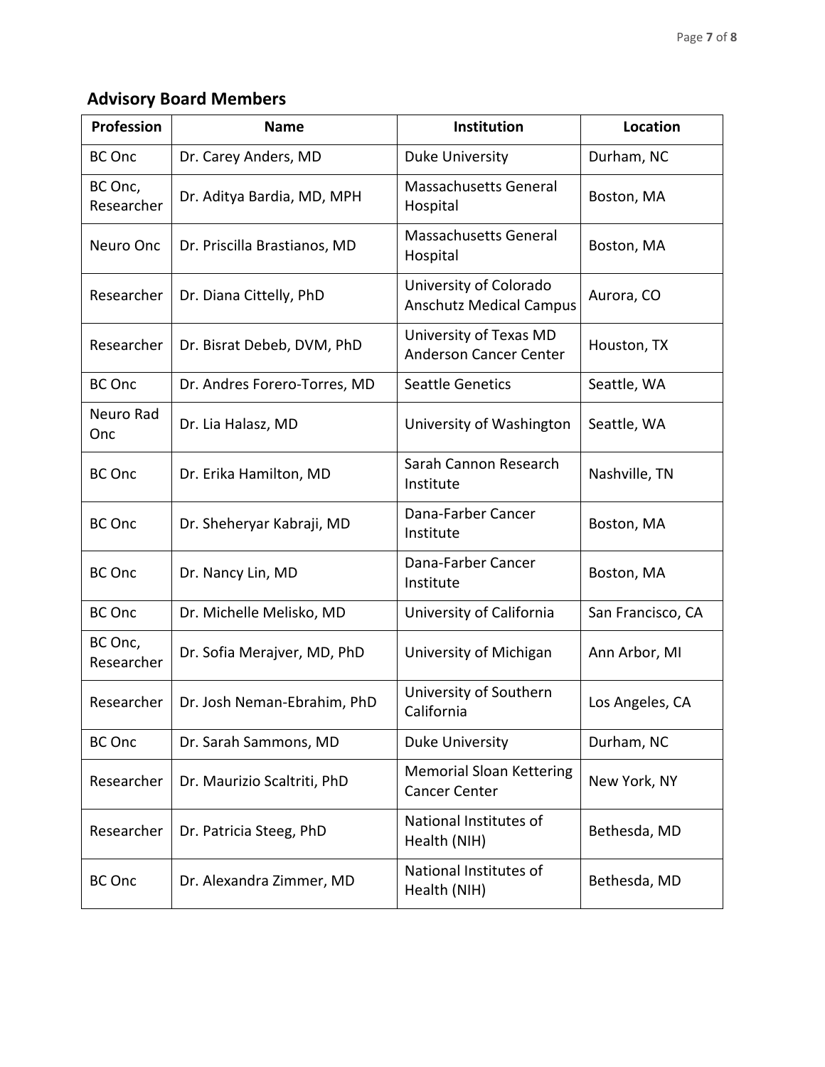## Advisory Board Members

| Profession | Name | Institution | Location |
|---|---|---|---|
| BC Onc | Dr. Carey Anders, MD | Duke University | Durham, NC |
| BC Onc, Researcher | Dr. Aditya Bardia, MD, MPH | Massachusetts General Hospital | Boston, MA |
| Neuro Onc | Dr. Priscilla Brastianos, MD | Massachusetts General Hospital | Boston, MA |
| Researcher | Dr. Diana Cittelly, PhD | University of Colorado Anschutz Medical Campus | Aurora, CO |
| Researcher | Dr. Bisrat Debeb, DVM, PhD | University of Texas MD Anderson Cancer Center | Houston, TX |
| BC Onc | Dr. Andres Forero-Torres, MD | Seattle Genetics | Seattle, WA |
| Neuro Rad Onc | Dr. Lia Halasz, MD | University of Washington | Seattle, WA |
| BC Onc | Dr. Erika Hamilton, MD | Sarah Cannon Research Institute | Nashville, TN |
| BC Onc | Dr. Sheheryar Kabraji, MD | Dana-Farber Cancer Institute | Boston, MA |
| BC Onc | Dr. Nancy Lin, MD | Dana-Farber Cancer Institute | Boston, MA |
| BC Onc | Dr. Michelle Melisko, MD | University of California | San Francisco, CA |
| BC Onc, Researcher | Dr. Sofia Merajver, MD, PhD | University of Michigan | Ann Arbor, MI |
| Researcher | Dr. Josh Neman-Ebrahim, PhD | University of Southern California | Los Angeles, CA |
| BC Onc | Dr. Sarah Sammons, MD | Duke University | Durham, NC |
| Researcher | Dr. Maurizio Scaltriti, PhD | Memorial Sloan Kettering Cancer Center | New York, NY |
| Researcher | Dr. Patricia Steeg, PhD | National Institutes of Health (NIH) | Bethesda, MD |
| BC Onc | Dr. Alexandra Zimmer, MD | National Institutes of Health (NIH) | Bethesda, MD |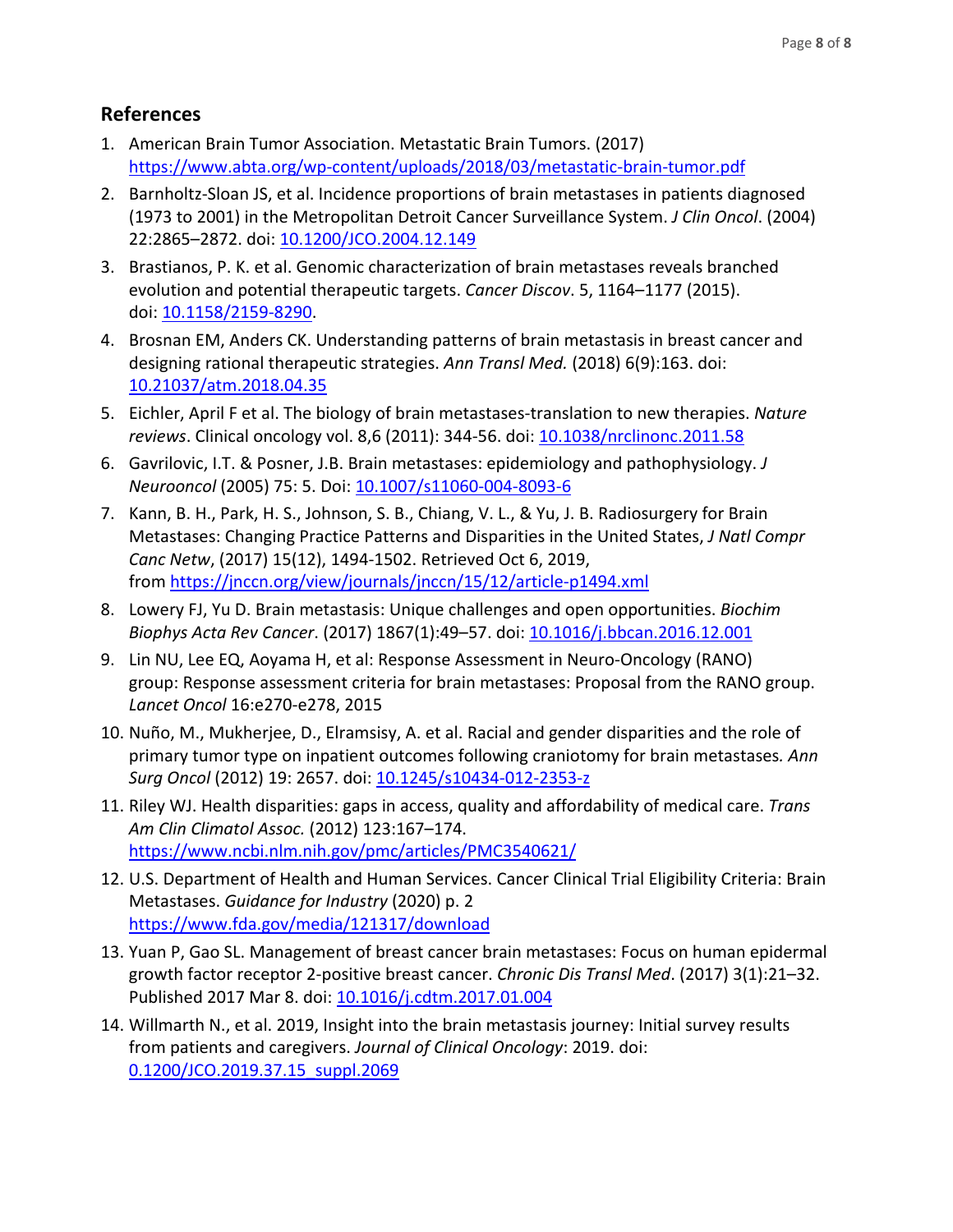## References

1. American Brain Tumor Association. Metastatic Brain Tumors. (2017) https://www.abta.org/wp-content/uploads/2018/03/metastatic-brain-tumor.pdf
2. Barnholtz-Sloan JS, et al. Incidence proportions of brain metastases in patients diagnosed (1973 to 2001) in the Metropolitan Detroit Cancer Surveillance System. *J Clin Oncol*. (2004) 22:2865–2872. doi: 10.1200/JCO.2004.12.149
3. Brastianos, P. K. et al. Genomic characterization of brain metastases reveals branched evolution and potential therapeutic targets. *Cancer Discov*. 5, 1164–1177 (2015). doi: 10.1158/2159-8290.
4. Brosnan EM, Anders CK. Understanding patterns of brain metastasis in breast cancer and designing rational therapeutic strategies. *Ann Transl Med.* (2018) 6(9):163. doi: 10.21037/atm.2018.04.35
5. Eichler, April F et al. The biology of brain metastases-translation to new therapies. *Nature reviews*. Clinical oncology vol. 8,6 (2011): 344-56. doi: 10.1038/nrclinonc.2011.58
6. Gavrilovic, I.T. & Posner, J.B. Brain metastases: epidemiology and pathophysiology. *J Neurooncol* (2005) 75: 5. Doi: 10.1007/s11060-004-8093-6
7. Kann, B. H., Park, H. S., Johnson, S. B., Chiang, V. L., & Yu, J. B. Radiosurgery for Brain Metastases: Changing Practice Patterns and Disparities in the United States, *J Natl Compr Canc Netw*, (2017) 15(12), 1494-1502. Retrieved Oct 6, 2019, from https://jnccn.org/view/journals/jnccn/15/12/article-p1494.xml
8. Lowery FJ, Yu D. Brain metastasis: Unique challenges and open opportunities. *Biochim Biophys Acta Rev Cancer*. (2017) 1867(1):49–57. doi: 10.1016/j.bbcan.2016.12.001
9. Lin NU, Lee EQ, Aoyama H, et al: Response Assessment in Neuro-Oncology (RANO) group: Response assessment criteria for brain metastases: Proposal from the RANO group. *Lancet Oncol* 16:e270-e278, 2015
10. Nuño, M., Mukherjee, D., Elramsisy, A. et al. Racial and gender disparities and the role of primary tumor type on inpatient outcomes following craniotomy for brain metastases. *Ann Surg Oncol* (2012) 19: 2657. doi: 10.1245/s10434-012-2353-z
11. Riley WJ. Health disparities: gaps in access, quality and affordability of medical care. *Trans Am Clin Climatol Assoc.* (2012) 123:167–174. https://www.ncbi.nlm.nih.gov/pmc/articles/PMC3540621/
12. U.S. Department of Health and Human Services. Cancer Clinical Trial Eligibility Criteria: Brain Metastases. *Guidance for Industry* (2020) p. 2 https://www.fda.gov/media/121317/download
13. Yuan P, Gao SL. Management of breast cancer brain metastases: Focus on human epidermal growth factor receptor 2-positive breast cancer. *Chronic Dis Transl Med*. (2017) 3(1):21–32. Published 2017 Mar 8. doi: 10.1016/j.cdtm.2017.01.004
14. Willmarth N., et al. 2019, Insight into the brain metastasis journey: Initial survey results from patients and caregivers. *Journal of Clinical Oncology*: 2019. doi: 0.1200/JCO.2019.37.15_suppl.2069